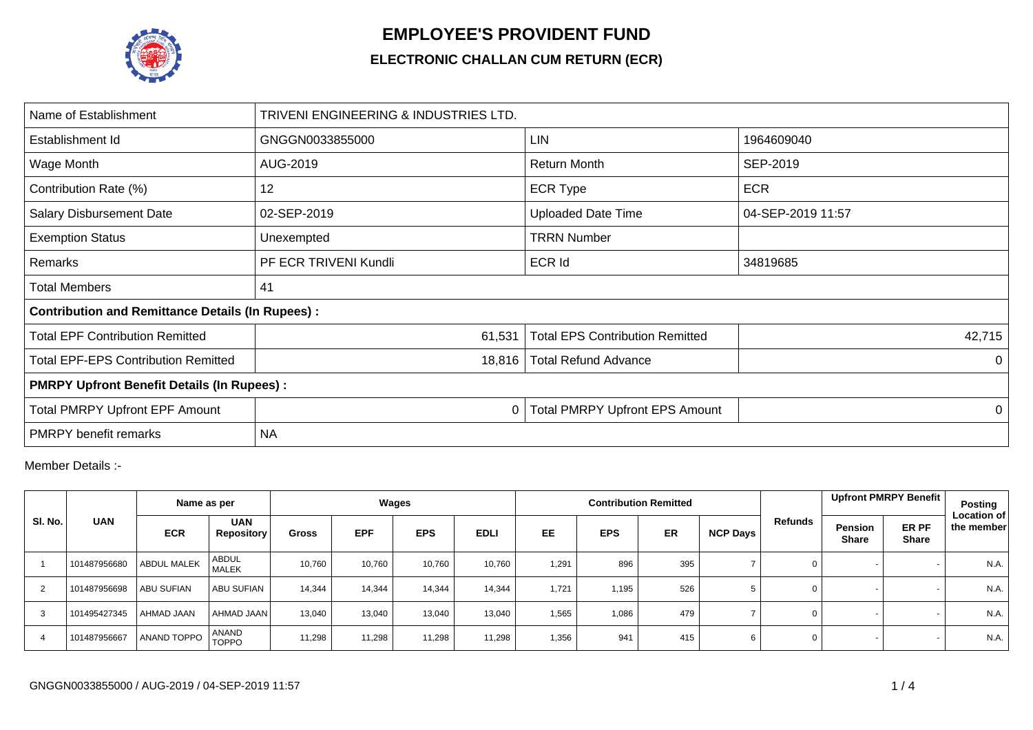# EMPLOYEE'S PROVIDENT FUND

## ELECTRONIC CHALLAN CUM RETURN (ECR)

| Name of Establishment | TRIVENI ENGINEERING & INDUSTRIES LTD. | | |
|---|---|---|---|
| Establishment Id | GNGGN0033855000 | LIN | 1964609040 |
| Wage Month | AUG-2019 | Return Month | SEP-2019 |
| Contribution Rate (%) | 12 | ECR Type | ECR |
| Salary Disbursement Date | 02-SEP-2019 | Uploaded Date Time | 04-SEP-2019 11:57 |
| Exemption Status | Unexempted | TRRN Number | |
| Remarks | PF ECR TRIVENI Kundli | ECR Id | 34819685 |
| Total Members | 41 | | |
| **Contribution and Remittance Details (In Rupees) :** | | | |
| Total EPF Contribution Remitted | 61,531 | Total EPS Contribution Remitted | 42,715 |
| Total EPF-EPS Contribution Remitted | 18,816 | Total Refund Advance | 0 |
| **PMRPY Upfront Benefit Details (In Rupees) :** | | | |
| Total PMRPY Upfront EPF Amount | 0 | Total PMRPY Upfront EPS Amount | 0 |
| PMRPY benefit remarks | NA | | |

Member Details :-

| Sl. No. | UAN | Name as per | | Wages | | | | Contribution Remitted | | | | Refunds | Upfront PMRPY Benefit | | Posting Location of the member |
|---|---|---|---|---|---|---|---|---|---|---|---|---|---|---|---|
| | | ECR | UAN Repository | Gross | EPF | EPS | EDLI | EE | EPS | ER | NCP Days | | Pension Share | ER PF Share | |
| 1 | 101487956680 | ABDUL MALEK | ABDUL MALEK | 10,760 | 10,760 | 10,760 | 10,760 | 1,291 | 896 | 395 | 7 | 0 | - | - | N.A. |
| 2 | 101487956698 | ABU SUFIAN | ABU SUFIAN | 14,344 | 14,344 | 14,344 | 14,344 | 1,721 | 1,195 | 526 | 5 | 0 | - | - | N.A. |
| 3 | 101495427345 | AHMAD JAAN | AHMAD JAAN | 13,040 | 13,040 | 13,040 | 13,040 | 1,565 | 1,086 | 479 | 7 | 0 | - | - | N.A. |
| 4 | 101487956667 | ANAND TOPPO | ANAND TOPPO | 11,298 | 11,298 | 11,298 | 11,298 | 1,356 | 941 | 415 | 6 | 0 | - | - | N.A. |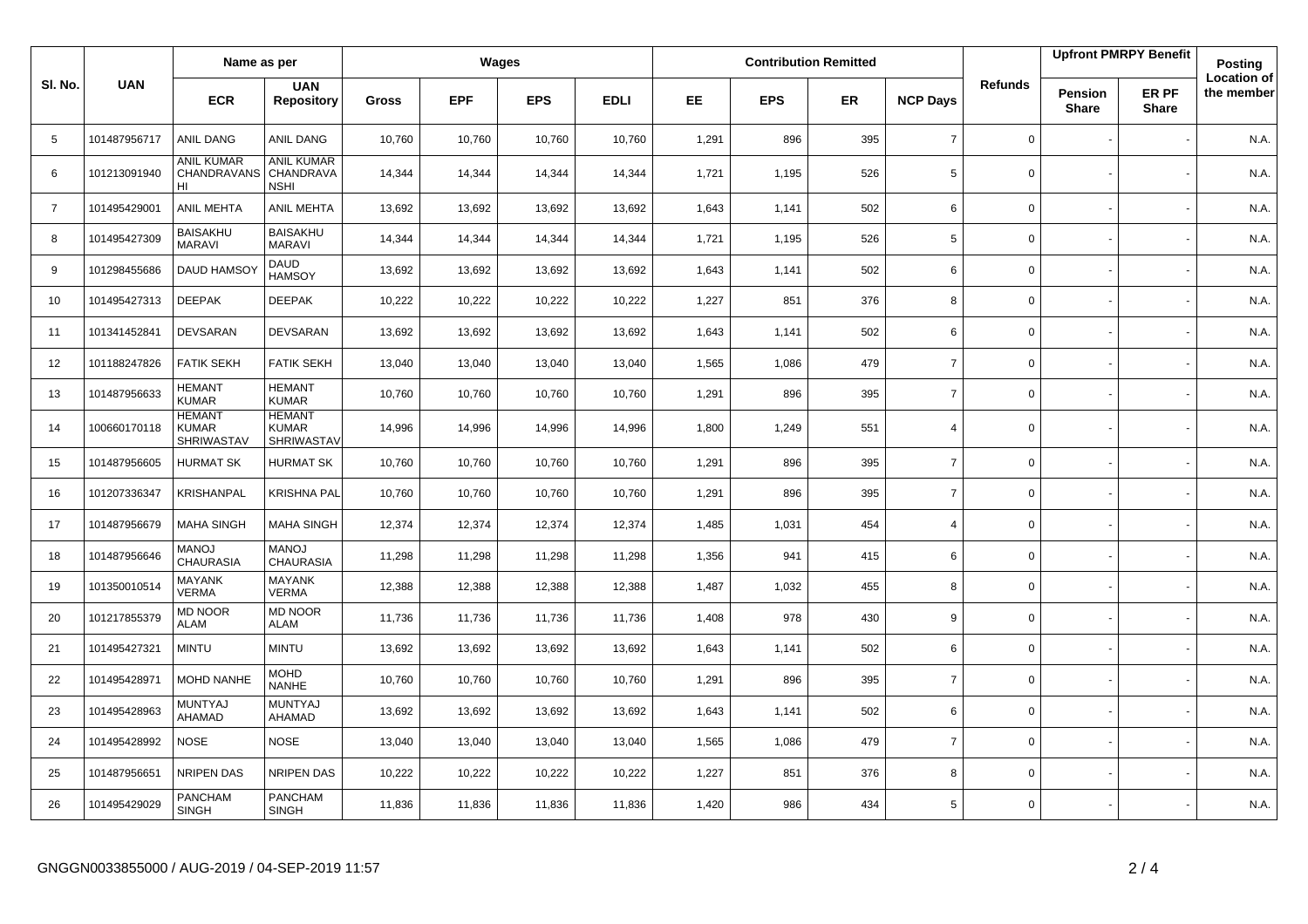| Sl. No. | UAN | Name as per | | Wages | | | | Contribution Remitted | | | | Refunds | Upfront PMRPY Benefit | | Posting Location of the member |
|---|---|---|---|---|---|---|---|---|---|---|---|---|---|---|---|
| | | ECR | UAN Repository | Gross | EPF | EPS | EDLI | EE | EPS | ER | NCP Days | | Pension Share | ER PF Share | |
| 5 | 101487956717 | ANIL DANG | ANIL DANG | 10,760 | 10,760 | 10,760 | 10,760 | 1,291 | 896 | 395 | 7 | 0 | - | - | N.A. |
| 6 | 101213091940 | ANIL KUMAR CHANDRAVANSHI | ANIL KUMAR CHANDRAVANSHI | 14,344 | 14,344 | 14,344 | 14,344 | 1,721 | 1,195 | 526 | 5 | 0 | - | - | N.A. |
| 7 | 101495429001 | ANIL MEHTA | ANIL MEHTA | 13,692 | 13,692 | 13,692 | 13,692 | 1,643 | 1,141 | 502 | 6 | 0 | - | - | N.A. |
| 8 | 101495427309 | BAISAKHU MARAVI | BAISAKHU MARAVI | 14,344 | 14,344 | 14,344 | 14,344 | 1,721 | 1,195 | 526 | 5 | 0 | - | - | N.A. |
| 9 | 101298455686 | DAUD HAMSOY | DAUD HAMSOY | 13,692 | 13,692 | 13,692 | 13,692 | 1,643 | 1,141 | 502 | 6 | 0 | - | - | N.A. |
| 10 | 101495427313 | DEEPAK | DEEPAK | 10,222 | 10,222 | 10,222 | 10,222 | 1,227 | 851 | 376 | 8 | 0 | - | - | N.A. |
| 11 | 101341452841 | DEVSARAN | DEVSARAN | 13,692 | 13,692 | 13,692 | 13,692 | 1,643 | 1,141 | 502 | 6 | 0 | - | - | N.A. |
| 12 | 101188247826 | FATIK SEKH | FATIK SEKH | 13,040 | 13,040 | 13,040 | 13,040 | 1,565 | 1,086 | 479 | 7 | 0 | - | - | N.A. |
| 13 | 101487956633 | HEMANT KUMAR | HEMANT KUMAR | 10,760 | 10,760 | 10,760 | 10,760 | 1,291 | 896 | 395 | 7 | 0 | - | - | N.A. |
| 14 | 100660170118 | HEMANT KUMAR SHRIWASTAV | HEMANT KUMAR SHRIWASTAV | 14,996 | 14,996 | 14,996 | 14,996 | 1,800 | 1,249 | 551 | 4 | 0 | - | - | N.A. |
| 15 | 101487956605 | HURMAT SK | HURMAT SK | 10,760 | 10,760 | 10,760 | 10,760 | 1,291 | 896 | 395 | 7 | 0 | - | - | N.A. |
| 16 | 101207336347 | KRISHANPAL | KRISHNA PAL | 10,760 | 10,760 | 10,760 | 10,760 | 1,291 | 896 | 395 | 7 | 0 | - | - | N.A. |
| 17 | 101487956679 | MAHA SINGH | MAHA SINGH | 12,374 | 12,374 | 12,374 | 12,374 | 1,485 | 1,031 | 454 | 4 | 0 | - | - | N.A. |
| 18 | 101487956646 | MANOJ CHAURASIA | MANOJ CHAURASIA | 11,298 | 11,298 | 11,298 | 11,298 | 1,356 | 941 | 415 | 6 | 0 | - | - | N.A. |
| 19 | 101350010514 | MAYANK VERMA | MAYANK VERMA | 12,388 | 12,388 | 12,388 | 12,388 | 1,487 | 1,032 | 455 | 8 | 0 | - | - | N.A. |
| 20 | 101217855379 | MD NOOR ALAM | MD NOOR ALAM | 11,736 | 11,736 | 11,736 | 11,736 | 1,408 | 978 | 430 | 9 | 0 | - | - | N.A. |
| 21 | 101495427321 | MINTU | MINTU | 13,692 | 13,692 | 13,692 | 13,692 | 1,643 | 1,141 | 502 | 6 | 0 | - | - | N.A. |
| 22 | 101495428971 | MOHD NANHE | MOHD NANHE | 10,760 | 10,760 | 10,760 | 10,760 | 1,291 | 896 | 395 | 7 | 0 | - | - | N.A. |
| 23 | 101495428963 | MUNTYAJ AHAMAD | MUNTYAJ AHAMAD | 13,692 | 13,692 | 13,692 | 13,692 | 1,643 | 1,141 | 502 | 6 | 0 | - | - | N.A. |
| 24 | 101495428992 | NOSE | NOSE | 13,040 | 13,040 | 13,040 | 13,040 | 1,565 | 1,086 | 479 | 7 | 0 | - | - | N.A. |
| 25 | 101487956651 | NRIPEN DAS | NRIPEN DAS | 10,222 | 10,222 | 10,222 | 10,222 | 1,227 | 851 | 376 | 8 | 0 | - | - | N.A. |
| 26 | 101495429029 | PANCHAM SINGH | PANCHAM SINGH | 11,836 | 11,836 | 11,836 | 11,836 | 1,420 | 986 | 434 | 5 | 0 | - | - | N.A. |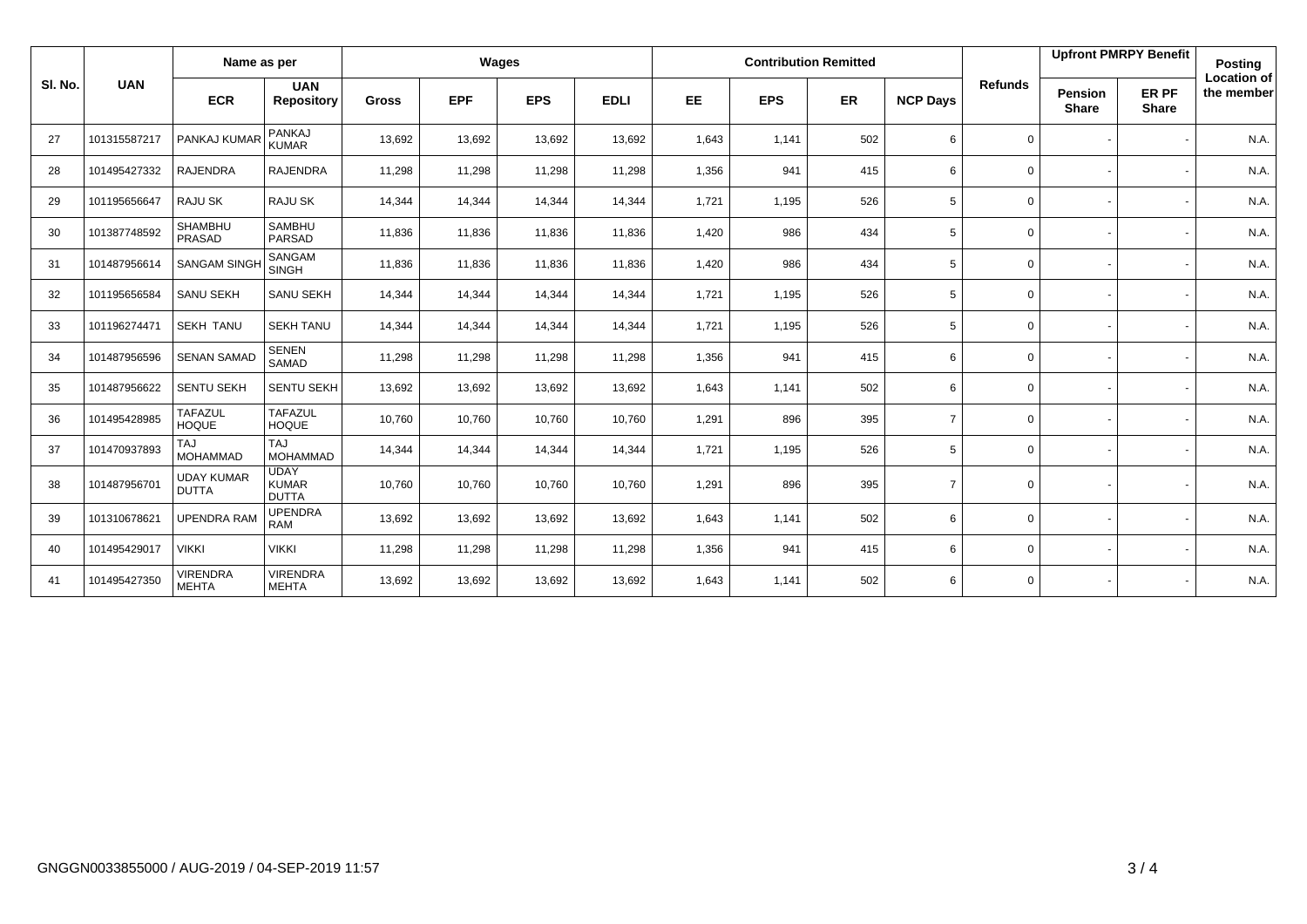| Sl. No. | UAN | Name as per | | Wages | | | | Contribution Remitted | | | | Refunds | Upfront PMRPY Benefit | | Posting Location of the member |
|---|---|---|---|---|---|---|---|---|---|---|---|---|---|---|---|
| | | ECR | UAN Repository | Gross | EPF | EPS | EDLI | EE | EPS | ER | NCP Days | | Pension Share | ER PF Share | |
| 27 | 101315587217 | PANKAJ KUMAR | PANKAJ KUMAR | 13,692 | 13,692 | 13,692 | 13,692 | 1,643 | 1,141 | 502 | 6 | 0 | - | - | N.A. |
| 28 | 101495427332 | RAJENDRA | RAJENDRA | 11,298 | 11,298 | 11,298 | 11,298 | 1,356 | 941 | 415 | 6 | 0 | - | - | N.A. |
| 29 | 101195656647 | RAJU SK | RAJU SK | 14,344 | 14,344 | 14,344 | 14,344 | 1,721 | 1,195 | 526 | 5 | 0 | - | - | N.A. |
| 30 | 101387748592 | SHAMBHU PRASAD | SAMBHU PARSAD | 11,836 | 11,836 | 11,836 | 11,836 | 1,420 | 986 | 434 | 5 | 0 | - | - | N.A. |
| 31 | 101487956614 | SANGAM SINGH | SANGAM SINGH | 11,836 | 11,836 | 11,836 | 11,836 | 1,420 | 986 | 434 | 5 | 0 | - | - | N.A. |
| 32 | 101195656584 | SANU SEKH | SANU SEKH | 14,344 | 14,344 | 14,344 | 14,344 | 1,721 | 1,195 | 526 | 5 | 0 | - | - | N.A. |
| 33 | 101196274471 | SEKH TANU | SEKH TANU | 14,344 | 14,344 | 14,344 | 14,344 | 1,721 | 1,195 | 526 | 5 | 0 | - | - | N.A. |
| 34 | 101487956596 | SENAN SAMAD | SENEN SAMAD | 11,298 | 11,298 | 11,298 | 11,298 | 1,356 | 941 | 415 | 6 | 0 | - | - | N.A. |
| 35 | 101487956622 | SENTU SEKH | SENTU SEKH | 13,692 | 13,692 | 13,692 | 13,692 | 1,643 | 1,141 | 502 | 6 | 0 | - | - | N.A. |
| 36 | 101495428985 | TAFAZUL HOQUE | TAFAZUL HOQUE | 10,760 | 10,760 | 10,760 | 10,760 | 1,291 | 896 | 395 | 7 | 0 | - | - | N.A. |
| 37 | 101470937893 | TAJ MOHAMMAD | TAJ MOHAMMAD | 14,344 | 14,344 | 14,344 | 14,344 | 1,721 | 1,195 | 526 | 5 | 0 | - | - | N.A. |
| 38 | 101487956701 | UDAY KUMAR DUTTA | UDAY KUMAR DUTTA | 10,760 | 10,760 | 10,760 | 10,760 | 1,291 | 896 | 395 | 7 | 0 | - | - | N.A. |
| 39 | 101310678621 | UPENDRA RAM | UPENDRA RAM | 13,692 | 13,692 | 13,692 | 13,692 | 1,643 | 1,141 | 502 | 6 | 0 | - | - | N.A. |
| 40 | 101495429017 | VIKKI | VIKKI | 11,298 | 11,298 | 11,298 | 11,298 | 1,356 | 941 | 415 | 6 | 0 | - | - | N.A. |
| 41 | 101495427350 | VIRENDRA MEHTA | VIRENDRA MEHTA | 13,692 | 13,692 | 13,692 | 13,692 | 1,643 | 1,141 | 502 | 6 | 0 | - | - | N.A. |

GNGGN0033855000 / AUG-2019 / 04-SEP-2019 11:57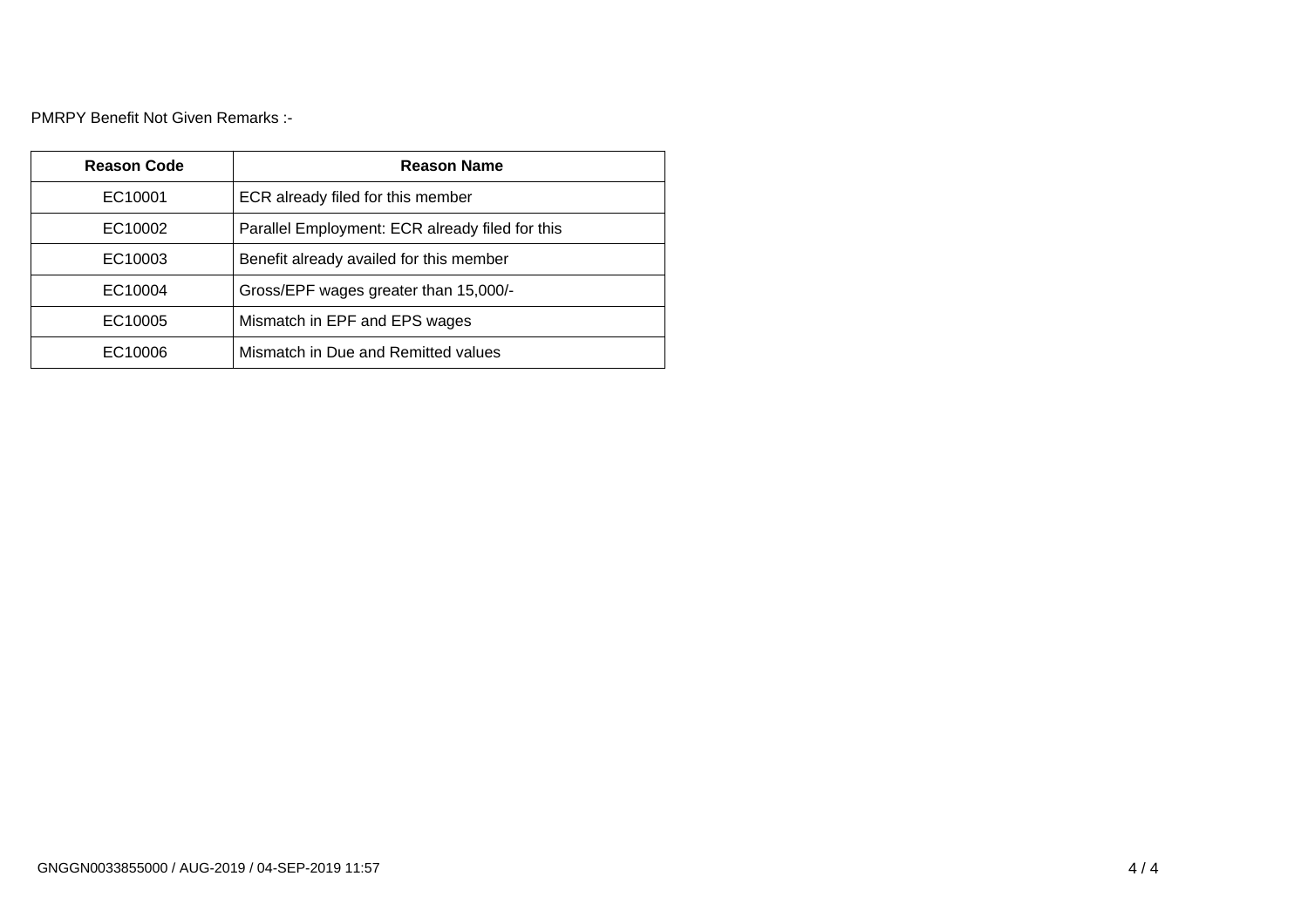PMRPY Benefit Not Given Remarks :-

| Reason Code | Reason Name |
|---|---|
| EC10001 | ECR already filed for this member |
| EC10002 | Parallel Employment: ECR already filed for this |
| EC10003 | Benefit already availed for this member |
| EC10004 | Gross/EPF wages greater than 15,000/- |
| EC10005 | Mismatch in EPF and EPS wages |
| EC10006 | Mismatch in Due and Remitted values |